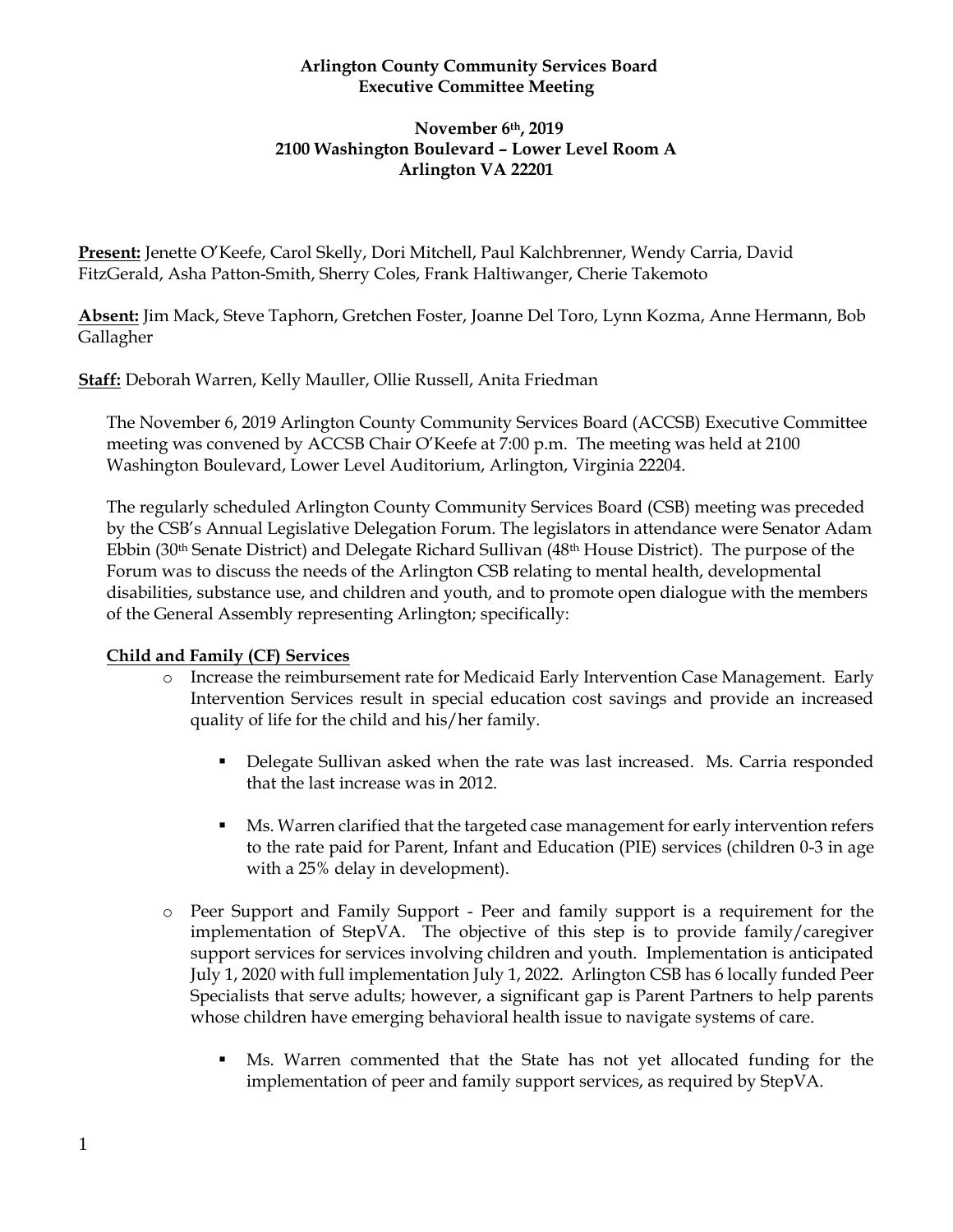**Arlington County Community Services Board**
**Executive Committee Meeting**

**November 6th, 2019**
**2100 Washington Boulevard – Lower Level Room A**
**Arlington VA 22201**

**Present:** Jenette O'Keefe, Carol Skelly, Dori Mitchell, Paul Kalchbrenner, Wendy Carria, David FitzGerald, Asha Patton-Smith, Sherry Coles, Frank Haltiwanger, Cherie Takemoto

**Absent:** Jim Mack, Steve Taphorn, Gretchen Foster, Joanne Del Toro, Lynn Kozma, Anne Hermann, Bob Gallagher

**Staff:** Deborah Warren, Kelly Mauller, Ollie Russell, Anita Friedman

The November 6, 2019 Arlington County Community Services Board (ACCSB) Executive Committee meeting was convened by ACCSB Chair O'Keefe at 7:00 p.m. The meeting was held at 2100 Washington Boulevard, Lower Level Auditorium, Arlington, Virginia 22204.

The regularly scheduled Arlington County Community Services Board (CSB) meeting was preceded by the CSB's Annual Legislative Delegation Forum. The legislators in attendance were Senator Adam Ebbin (30th Senate District) and Delegate Richard Sullivan (48th House District). The purpose of the Forum was to discuss the needs of the Arlington CSB relating to mental health, developmental disabilities, substance use, and children and youth, and to promote open dialogue with the members of the General Assembly representing Arlington; specifically:

**Child and Family (CF) Services**

- Increase the reimbursement rate for Medicaid Early Intervention Case Management. Early Intervention Services result in special education cost savings and provide an increased quality of life for the child and his/her family.
    - Delegate Sullivan asked when the rate was last increased. Ms. Carria responded that the last increase was in 2012.
    - Ms. Warren clarified that the targeted case management for early intervention refers to the rate paid for Parent, Infant and Education (PIE) services (children 0-3 in age with a 25% delay in development).
- Peer Support and Family Support - Peer and family support is a requirement for the implementation of StepVA. The objective of this step is to provide family/caregiver support services for services involving children and youth. Implementation is anticipated July 1, 2020 with full implementation July 1, 2022. Arlington CSB has 6 locally funded Peer Specialists that serve adults; however, a significant gap is Parent Partners to help parents whose children have emerging behavioral health issue to navigate systems of care.
    - Ms. Warren commented that the State has not yet allocated funding for the implementation of peer and family support services, as required by StepVA.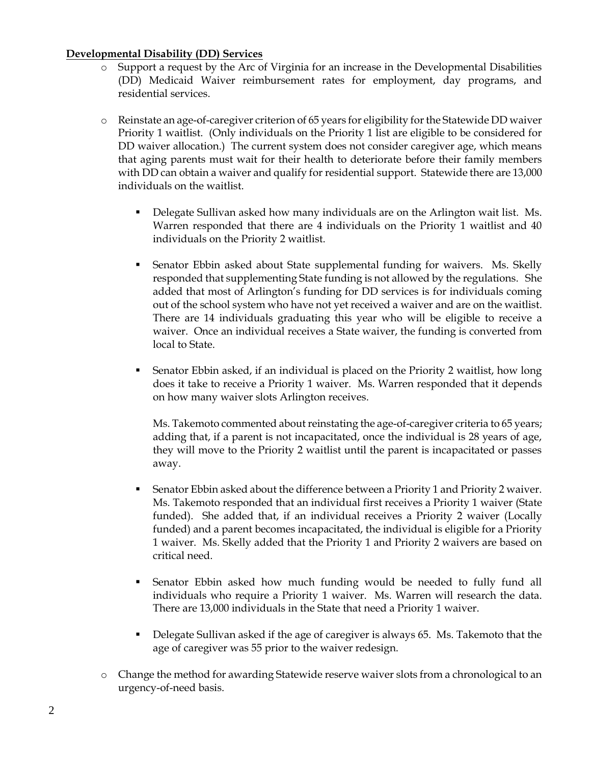**Developmental Disability (DD) Services**

- Support a request by the Arc of Virginia for an increase in the Developmental Disabilities (DD) Medicaid Waiver reimbursement rates for employment, day programs, and residential services.

- Reinstate an age-of-caregiver criterion of 65 years for eligibility for the Statewide DD waiver Priority 1 waitlist. (Only individuals on the Priority 1 list are eligible to be considered for DD waiver allocation.) The current system does not consider caregiver age, which means that aging parents must wait for their health to deteriorate before their family members with DD can obtain a waiver and qualify for residential support. Statewide there are 13,000 individuals on the waitlist.

    - Delegate Sullivan asked how many individuals are on the Arlington wait list. Ms. Warren responded that there are 4 individuals on the Priority 1 waitlist and 40 individuals on the Priority 2 waitlist.

    - Senator Ebbin asked about State supplemental funding for waivers. Ms. Skelly responded that supplementing State funding is not allowed by the regulations. She added that most of Arlington's funding for DD services is for individuals coming out of the school system who have not yet received a waiver and are on the waitlist. There are 14 individuals graduating this year who will be eligible to receive a waiver. Once an individual receives a State waiver, the funding is converted from local to State.

    - Senator Ebbin asked, if an individual is placed on the Priority 2 waitlist, how long does it take to receive a Priority 1 waiver. Ms. Warren responded that it depends on how many waiver slots Arlington receives.

      Ms. Takemoto commented about reinstating the age-of-caregiver criteria to 65 years; adding that, if a parent is not incapacitated, once the individual is 28 years of age, they will move to the Priority 2 waitlist until the parent is incapacitated or passes away.

    - Senator Ebbin asked about the difference between a Priority 1 and Priority 2 waiver. Ms. Takemoto responded that an individual first receives a Priority 1 waiver (State funded). She added that, if an individual receives a Priority 2 waiver (Locally funded) and a parent becomes incapacitated, the individual is eligible for a Priority 1 waiver. Ms. Skelly added that the Priority 1 and Priority 2 waivers are based on critical need.

    - Senator Ebbin asked how much funding would be needed to fully fund all individuals who require a Priority 1 waiver. Ms. Warren will research the data. There are 13,000 individuals in the State that need a Priority 1 waiver.

    - Delegate Sullivan asked if the age of caregiver is always 65. Ms. Takemoto that the age of caregiver was 55 prior to the waiver redesign.

- Change the method for awarding Statewide reserve waiver slots from a chronological to an urgency-of-need basis.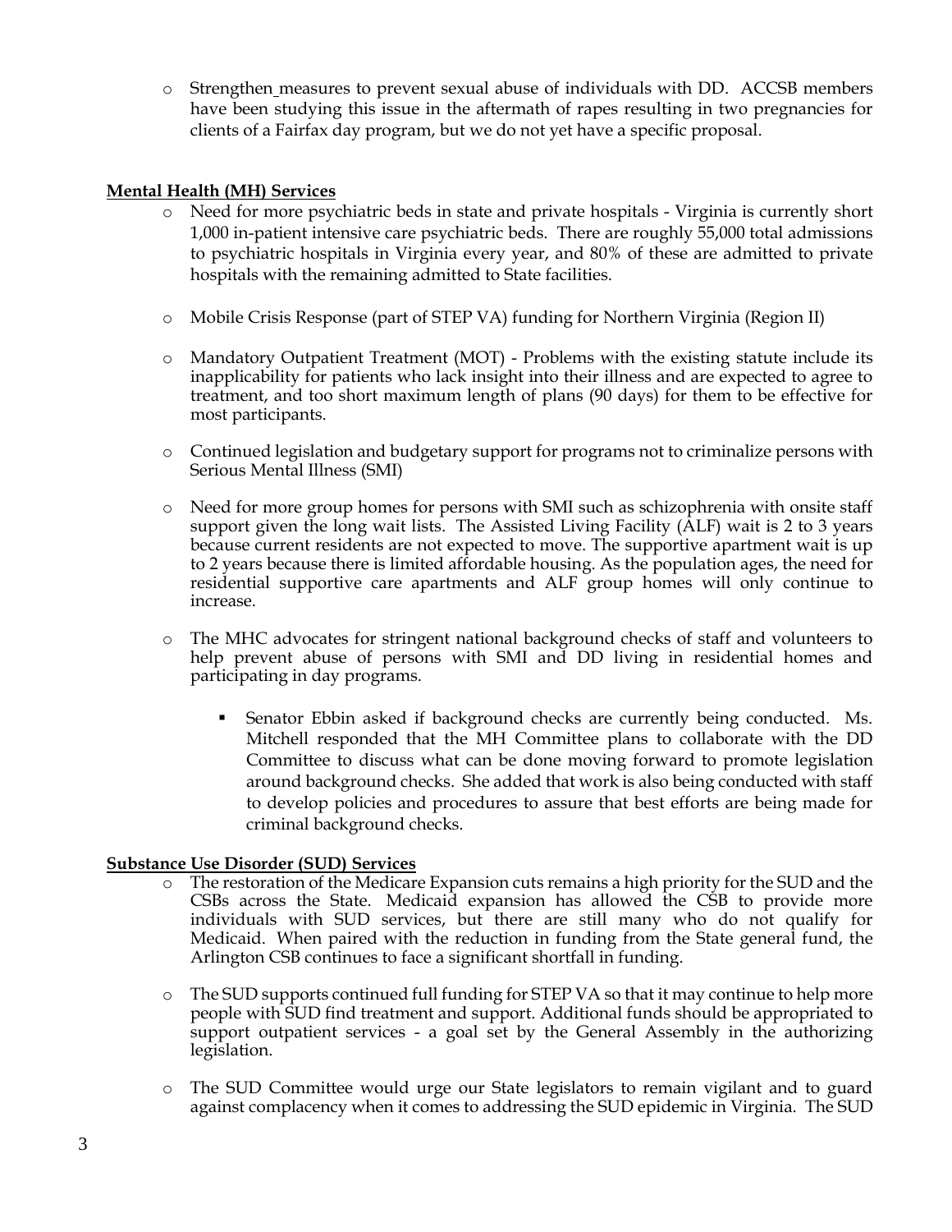- Strengthen measures to prevent sexual abuse of individuals with DD. ACCSB members have been studying this issue in the aftermath of rapes resulting in two pregnancies for clients of a Fairfax day program, but we do not yet have a specific proposal.

**Mental Health (MH) Services**

- Need for more psychiatric beds in state and private hospitals - Virginia is currently short 1,000 in-patient intensive care psychiatric beds. There are roughly 55,000 total admissions to psychiatric hospitals in Virginia every year, and 80% of these are admitted to private hospitals with the remaining admitted to State facilities.
- Mobile Crisis Response (part of STEP VA) funding for Northern Virginia (Region II)
- Mandatory Outpatient Treatment (MOT) - Problems with the existing statute include its inapplicability for patients who lack insight into their illness and are expected to agree to treatment, and too short maximum length of plans (90 days) for them to be effective for most participants.
- Continued legislation and budgetary support for programs not to criminalize persons with Serious Mental Illness (SMI)
- Need for more group homes for persons with SMI such as schizophrenia with onsite staff support given the long wait lists. The Assisted Living Facility (ALF) wait is 2 to 3 years because current residents are not expected to move. The supportive apartment wait is up to 2 years because there is limited affordable housing. As the population ages, the need for residential supportive care apartments and ALF group homes will only continue to increase.
- The MHC advocates for stringent national background checks of staff and volunteers to help prevent abuse of persons with SMI and DD living in residential homes and participating in day programs.
  - Senator Ebbin asked if background checks are currently being conducted. Ms. Mitchell responded that the MH Committee plans to collaborate with the DD Committee to discuss what can be done moving forward to promote legislation around background checks. She added that work is also being conducted with staff to develop policies and procedures to assure that best efforts are being made for criminal background checks.

**Substance Use Disorder (SUD) Services**

- The restoration of the Medicare Expansion cuts remains a high priority for the SUD and the CSBs across the State. Medicaid expansion has allowed the CSB to provide more individuals with SUD services, but there are still many who do not qualify for Medicaid. When paired with the reduction in funding from the State general fund, the Arlington CSB continues to face a significant shortfall in funding.
- The SUD supports continued full funding for STEP VA so that it may continue to help more people with SUD find treatment and support. Additional funds should be appropriated to support outpatient services - a goal set by the General Assembly in the authorizing legislation.
- The SUD Committee would urge our State legislators to remain vigilant and to guard against complacency when it comes to addressing the SUD epidemic in Virginia. The SUD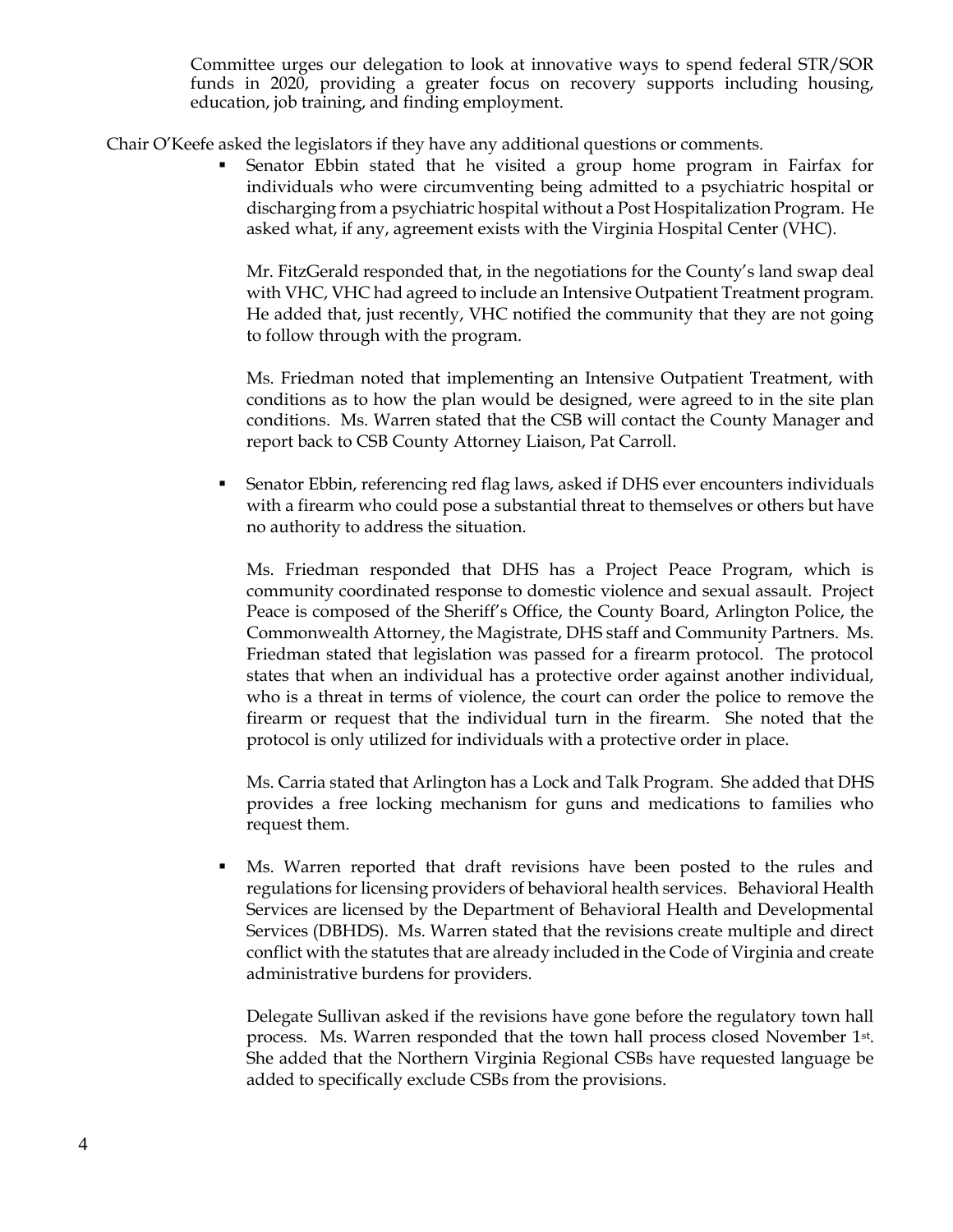Committee urges our delegation to look at innovative ways to spend federal STR/SOR funds in 2020, providing a greater focus on recovery supports including housing, education, job training, and finding employment.

Chair O'Keefe asked the legislators if they have any additional questions or comments.

- Senator Ebbin stated that he visited a group home program in Fairfax for individuals who were circumventing being admitted to a psychiatric hospital or discharging from a psychiatric hospital without a Post Hospitalization Program. He asked what, if any, agreement exists with the Virginia Hospital Center (VHC).

  Mr. FitzGerald responded that, in the negotiations for the County's land swap deal with VHC, VHC had agreed to include an Intensive Outpatient Treatment program. He added that, just recently, VHC notified the community that they are not going to follow through with the program.

  Ms. Friedman noted that implementing an Intensive Outpatient Treatment, with conditions as to how the plan would be designed, were agreed to in the site plan conditions. Ms. Warren stated that the CSB will contact the County Manager and report back to CSB County Attorney Liaison, Pat Carroll.

- Senator Ebbin, referencing red flag laws, asked if DHS ever encounters individuals with a firearm who could pose a substantial threat to themselves or others but have no authority to address the situation.

  Ms. Friedman responded that DHS has a Project Peace Program, which is community coordinated response to domestic violence and sexual assault. Project Peace is composed of the Sheriff's Office, the County Board, Arlington Police, the Commonwealth Attorney, the Magistrate, DHS staff and Community Partners. Ms. Friedman stated that legislation was passed for a firearm protocol. The protocol states that when an individual has a protective order against another individual, who is a threat in terms of violence, the court can order the police to remove the firearm or request that the individual turn in the firearm. She noted that the protocol is only utilized for individuals with a protective order in place.

  Ms. Carria stated that Arlington has a Lock and Talk Program. She added that DHS provides a free locking mechanism for guns and medications to families who request them.

- Ms. Warren reported that draft revisions have been posted to the rules and regulations for licensing providers of behavioral health services. Behavioral Health Services are licensed by the Department of Behavioral Health and Developmental Services (DBHDS). Ms. Warren stated that the revisions create multiple and direct conflict with the statutes that are already included in the Code of Virginia and create administrative burdens for providers.

  Delegate Sullivan asked if the revisions have gone before the regulatory town hall process. Ms. Warren responded that the town hall process closed November 1st. She added that the Northern Virginia Regional CSBs have requested language be added to specifically exclude CSBs from the provisions.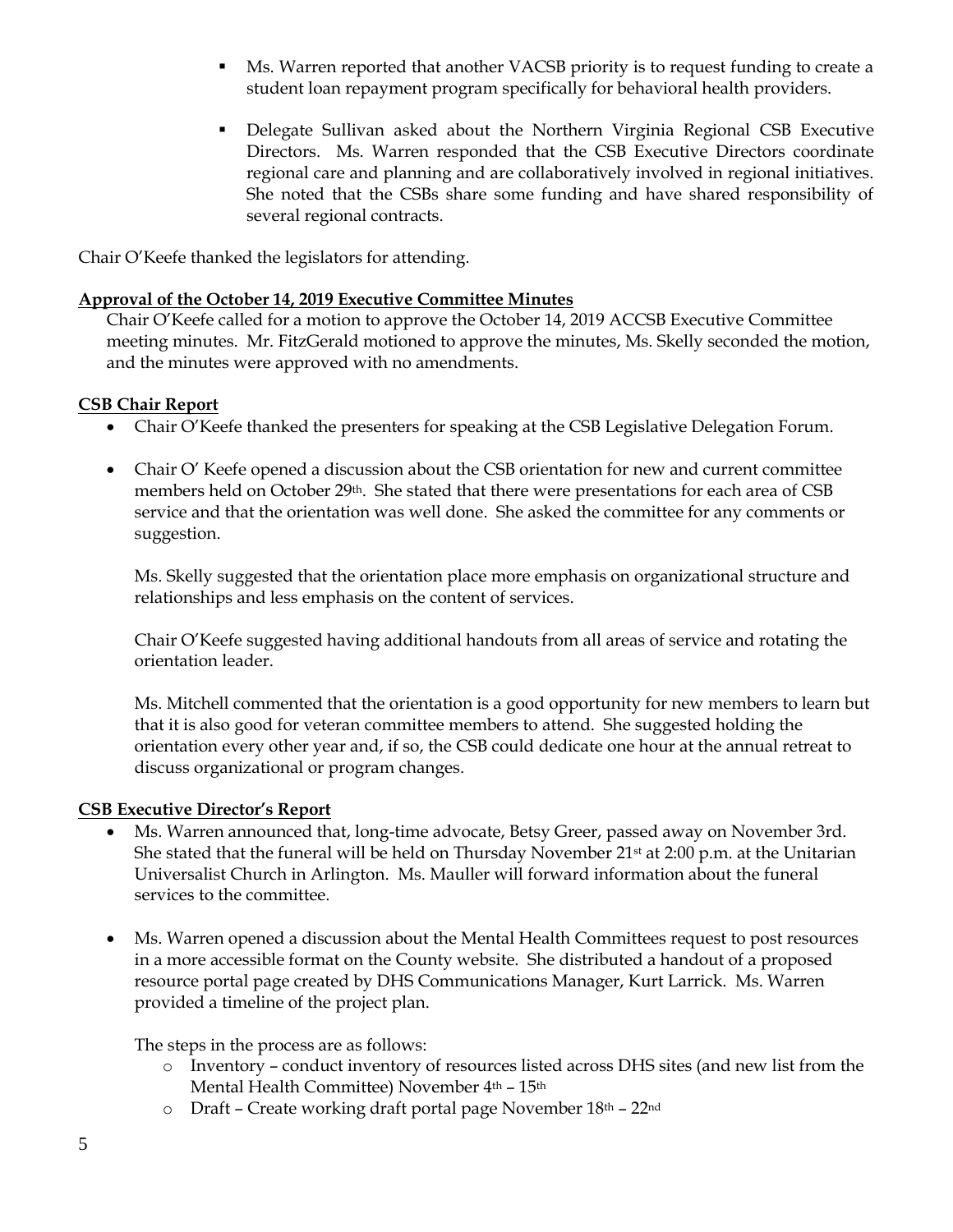- Ms. Warren reported that another VACSB priority is to request funding to create a student loan repayment program specifically for behavioral health providers.

- Delegate Sullivan asked about the Northern Virginia Regional CSB Executive Directors. Ms. Warren responded that the CSB Executive Directors coordinate regional care and planning and are collaboratively involved in regional initiatives. She noted that the CSBs share some funding and have shared responsibility of several regional contracts.

Chair O'Keefe thanked the legislators for attending.

**Approval of the October 14, 2019 Executive Committee Minutes**

Chair O'Keefe called for a motion to approve the October 14, 2019 ACCSB Executive Committee meeting minutes. Mr. FitzGerald motioned to approve the minutes, Ms. Skelly seconded the motion, and the minutes were approved with no amendments.

**CSB Chair Report**

- Chair O'Keefe thanked the presenters for speaking at the CSB Legislative Delegation Forum.

- Chair O' Keefe opened a discussion about the CSB orientation for new and current committee members held on October 29th. She stated that there were presentations for each area of CSB service and that the orientation was well done. She asked the committee for any comments or suggestion.

  Ms. Skelly suggested that the orientation place more emphasis on organizational structure and relationships and less emphasis on the content of services.

  Chair O'Keefe suggested having additional handouts from all areas of service and rotating the orientation leader.

  Ms. Mitchell commented that the orientation is a good opportunity for new members to learn but that it is also good for veteran committee members to attend. She suggested holding the orientation every other year and, if so, the CSB could dedicate one hour at the annual retreat to discuss organizational or program changes.

**CSB Executive Director's Report**

- Ms. Warren announced that, long-time advocate, Betsy Greer, passed away on November 3rd. She stated that the funeral will be held on Thursday November 21st at 2:00 p.m. at the Unitarian Universalist Church in Arlington. Ms. Mauller will forward information about the funeral services to the committee.

- Ms. Warren opened a discussion about the Mental Health Committees request to post resources in a more accessible format on the County website. She distributed a handout of a proposed resource portal page created by DHS Communications Manager, Kurt Larrick. Ms. Warren provided a timeline of the project plan.

  The steps in the process are as follows:
  - Inventory – conduct inventory of resources listed across DHS sites (and new list from the Mental Health Committee) November 4th – 15th
  - Draft – Create working draft portal page November 18th – 22nd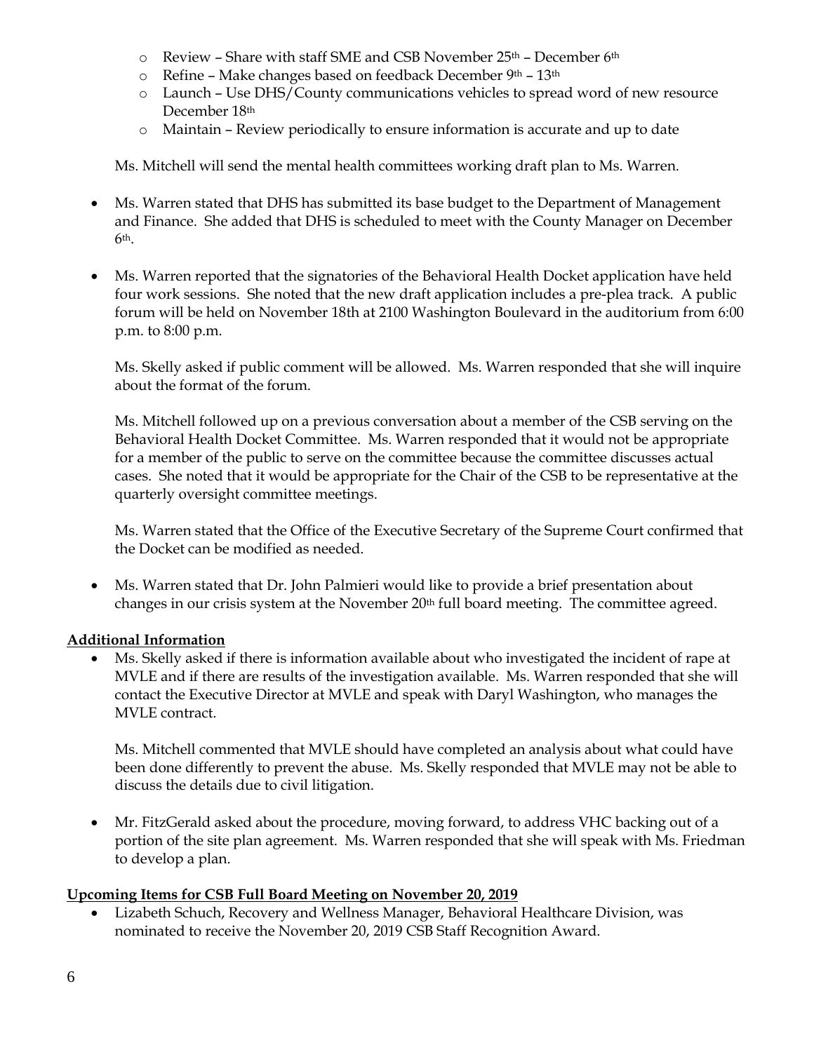- Review – Share with staff SME and CSB November 25th – December 6th
  - Refine – Make changes based on feedback December 9th – 13th
  - Launch – Use DHS/County communications vehicles to spread word of new resource December 18th
  - Maintain – Review periodically to ensure information is accurate and up to date

  Ms. Mitchell will send the mental health committees working draft plan to Ms. Warren.

- Ms. Warren stated that DHS has submitted its base budget to the Department of Management and Finance. She added that DHS is scheduled to meet with the County Manager on December 6th.

- Ms. Warren reported that the signatories of the Behavioral Health Docket application have held four work sessions. She noted that the new draft application includes a pre-plea track. A public forum will be held on November 18th at 2100 Washington Boulevard in the auditorium from 6:00 p.m. to 8:00 p.m.

  Ms. Skelly asked if public comment will be allowed. Ms. Warren responded that she will inquire about the format of the forum.

  Ms. Mitchell followed up on a previous conversation about a member of the CSB serving on the Behavioral Health Docket Committee. Ms. Warren responded that it would not be appropriate for a member of the public to serve on the committee because the committee discusses actual cases. She noted that it would be appropriate for the Chair of the CSB to be representative at the quarterly oversight committee meetings.

  Ms. Warren stated that the Office of the Executive Secretary of the Supreme Court confirmed that the Docket can be modified as needed.

- Ms. Warren stated that Dr. John Palmieri would like to provide a brief presentation about changes in our crisis system at the November 20th full board meeting. The committee agreed.

**Additional Information**

- Ms. Skelly asked if there is information available about who investigated the incident of rape at MVLE and if there are results of the investigation available. Ms. Warren responded that she will contact the Executive Director at MVLE and speak with Daryl Washington, who manages the MVLE contract.

  Ms. Mitchell commented that MVLE should have completed an analysis about what could have been done differently to prevent the abuse. Ms. Skelly responded that MVLE may not be able to discuss the details due to civil litigation.

- Mr. FitzGerald asked about the procedure, moving forward, to address VHC backing out of a portion of the site plan agreement. Ms. Warren responded that she will speak with Ms. Friedman to develop a plan.

**Upcoming Items for CSB Full Board Meeting on November 20, 2019**

- Lizabeth Schuch, Recovery and Wellness Manager, Behavioral Healthcare Division, was nominated to receive the November 20, 2019 CSB Staff Recognition Award.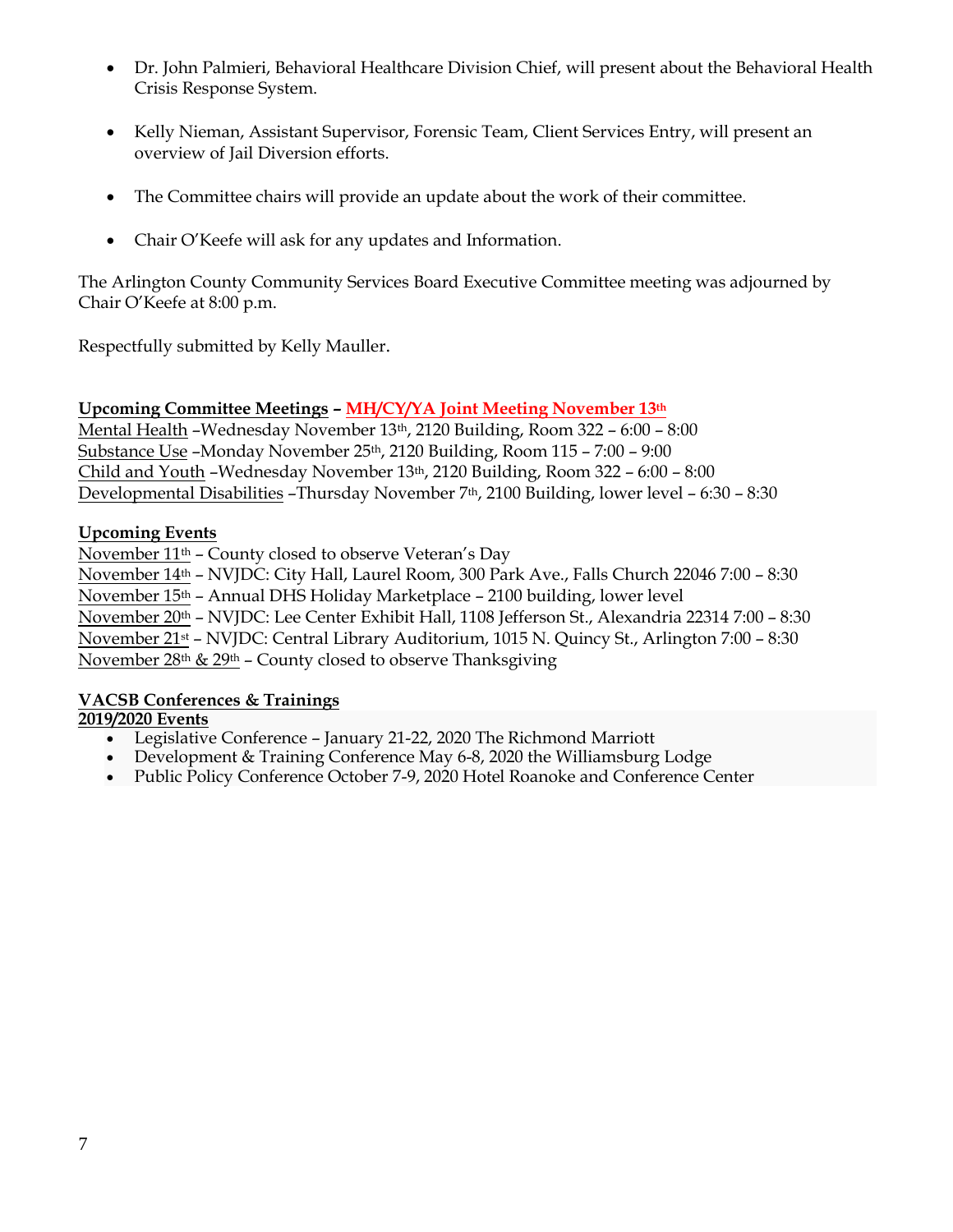- Dr. John Palmieri, Behavioral Healthcare Division Chief, will present about the Behavioral Health Crisis Response System.

- Kelly Nieman, Assistant Supervisor, Forensic Team, Client Services Entry, will present an overview of Jail Diversion efforts.

- The Committee chairs will provide an update about the work of their committee.

- Chair O'Keefe will ask for any updates and Information.

The Arlington County Community Services Board Executive Committee meeting was adjourned by Chair O'Keefe at 8:00 p.m.

Respectfully submitted by Kelly Mauller.

**Upcoming Committee Meetings – MH/CY/YA Joint Meeting November 13th**

Mental Health –Wednesday November 13th, 2120 Building, Room 322 – 6:00 – 8:00
Substance Use –Monday November 25th, 2120 Building, Room 115 – 7:00 – 9:00
Child and Youth –Wednesday November 13th, 2120 Building, Room 322 – 6:00 – 8:00
Developmental Disabilities –Thursday November 7th, 2100 Building, lower level – 6:30 – 8:30

**Upcoming Events**

November 11th – County closed to observe Veteran's Day
November 14th – NVJDC: City Hall, Laurel Room, 300 Park Ave., Falls Church 22046 7:00 – 8:30
November 15th – Annual DHS Holiday Marketplace – 2100 building, lower level
November 20th – NVJDC: Lee Center Exhibit Hall, 1108 Jefferson St., Alexandria 22314 7:00 – 8:30
November 21st – NVJDC: Central Library Auditorium, 1015 N. Quincy St., Arlington 7:00 – 8:30
November 28th & 29th – County closed to observe Thanksgiving

**VACSB Conferences & Trainings**
**2019/2020 Events**

- Legislative Conference – January 21-22, 2020 The Richmond Marriott
- Development & Training Conference May 6-8, 2020 the Williamsburg Lodge
- Public Policy Conference October 7-9, 2020 Hotel Roanoke and Conference Center